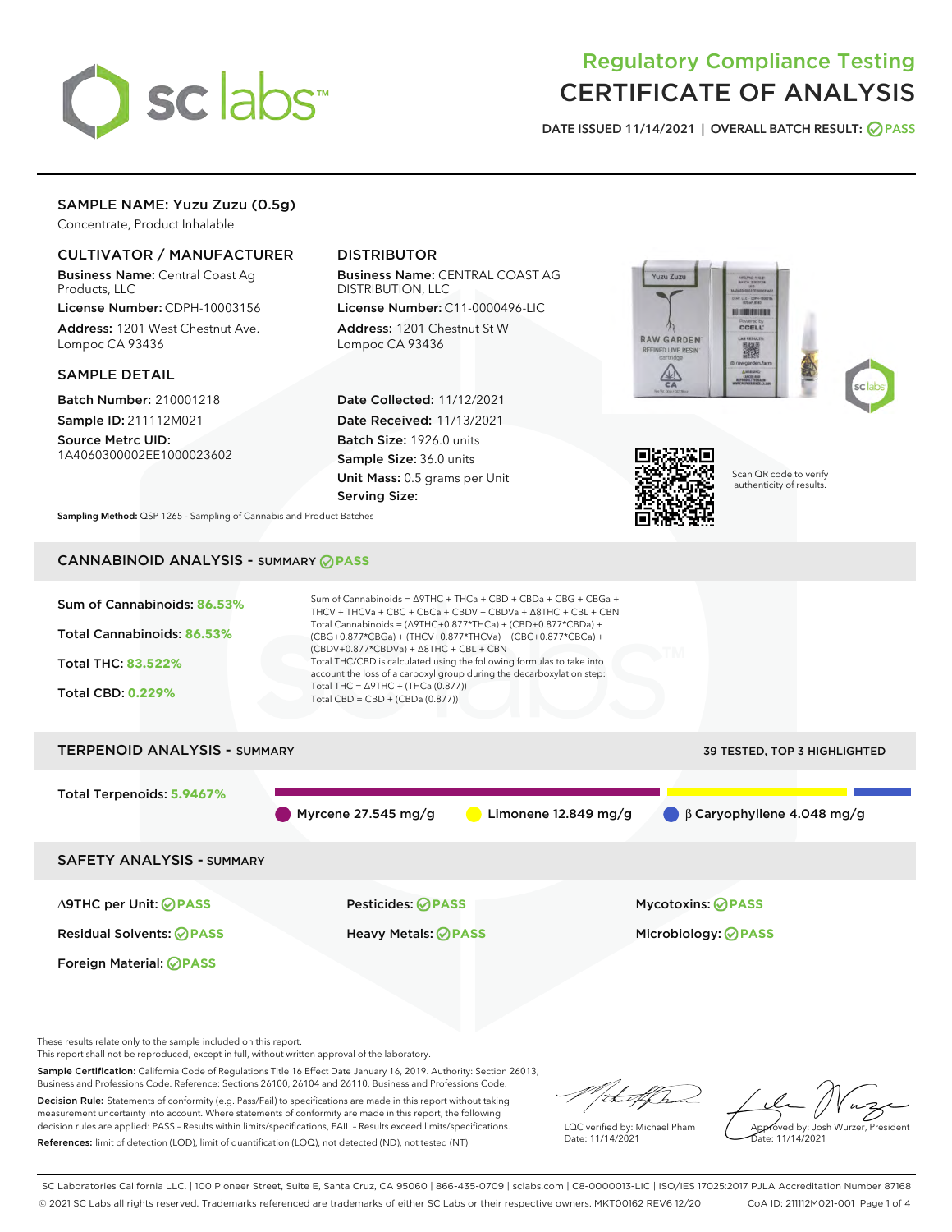# Regulatory Compliance Testing
# CERTIFICATE OF ANALYSIS

DATE ISSUED 11/14/2021 | OVERALL BATCH RESULT: PASS

## SAMPLE NAME: Yuzu Zuzu (0.5g)

Concentrate, Product Inhalable

### CULTIVATOR / MANUFACTURER

**Business Name:** Central Coast Ag Products, LLC

**License Number:** CDPH-10003156

**Address:** 1201 West Chestnut Ave. Lompoc CA 93436

### DISTRIBUTOR

**Business Name:** CENTRAL COAST AG DISTRIBUTION, LLC

**License Number:** C11-0000496-LIC

**Address:** 1201 Chestnut St W Lompoc CA 93436

### SAMPLE DETAIL

**Batch Number:** 210001218

**Sample ID:** 211112M021

**Source Metrc UID:** 1A4060300002EE1000023602

**Date Collected:** 11/12/2021

**Date Received:** 11/13/2021

**Batch Size:** 1926.0 units

**Sample Size:** 36.0 units

**Unit Mass:** 0.5 grams per Unit

**Serving Size:**

Scan QR code to verify authenticity of results.

**Sampling Method:** QSP 1265 - Sampling of Cannabis and Product Batches

## CANNABINOID ANALYSIS - SUMMARY PASS

**Sum of Cannabinoids:** 86.53%

**Total Cannabinoids:** 86.53%

**Total THC:** 83.522%

**Total CBD:** 0.229%

Sum of Cannabinoids = Δ9THC + THCa + CBD + CBDa + CBG + CBGa + THCV + THCVa + CBC + CBCa + CBDV + CBDVa + Δ8THC + CBL + CBN

Total Cannabinoids = (Δ9THC+0.877*THCa) + (CBD+0.877*CBDa) + (CBG+0.877*CBGa) + (THCV+0.877*THCVa) + (CBC+0.877*CBCa) + (CBDV+0.877*CBDVa) + Δ8THC + CBL + CBN

Total THC/CBD is calculated using the following formulas to take into account the loss of a carboxyl group during the decarboxylation step:

Total THC = Δ9THC + (THCa (0.877))

Total CBD = CBD + (CBDa (0.877))

## TERPENOID ANALYSIS - SUMMARY

39 TESTED, TOP 3 HIGHLIGHTED

**Total Terpenoids:** 5.9467%

Myrcene 27.545 mg/g | Limonene 12.849 mg/g | β Caryophyllene 4.048 mg/g

## SAFETY ANALYSIS - SUMMARY

| | | |
|---|---|---|
| Δ9THC per Unit: PASS | Pesticides: PASS | Mycotoxins: PASS |
| Residual Solvents: PASS | Heavy Metals: PASS | Microbiology: PASS |
| Foreign Material: PASS | | |

These results relate only to the sample included on this report.
This report shall not be reproduced, except in full, without written approval of the laboratory.

**Sample Certification:** California Code of Regulations Title 16 Effect Date January 16, 2019. Authority: Section 26013, Business and Professions Code. Reference: Sections 26100, 26104 and 26110, Business and Professions Code.

**Decision Rule:** Statements of conformity (e.g. Pass/Fail) to specifications are made in this report without taking measurement uncertainty into account. Where statements of conformity are made in this report, the following decision rules are applied: PASS – Results within limits/specifications, FAIL – Results exceed limits/specifications.

**References:** limit of detection (LOD), limit of quantification (LOQ), not detected (ND), not tested (NT)

LQC verified by: Michael Pham
Date: 11/14/2021

Approved by: Josh Wurzer, President
Date: 11/14/2021

SC Laboratories California LLC. | 100 Pioneer Street, Suite E, Santa Cruz, CA 95060 | 866-435-0709 | sclabs.com | C8-0000013-LIC | ISO/IES 17025:2017 PJLA Accreditation Number 87168
© 2021 SC Labs all rights reserved. Trademarks referenced are trademarks of either SC Labs or their respective owners. MKT00162 REV6 12/20 CoA ID: 211112M021-001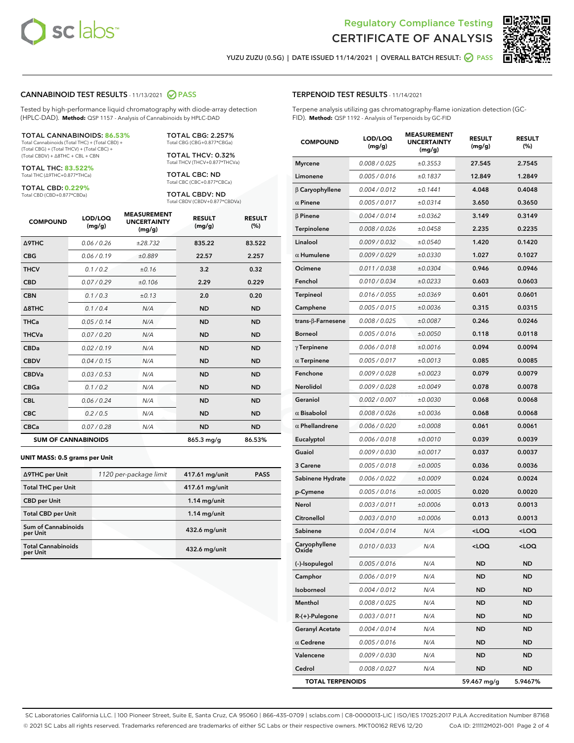# Regulatory Compliance Testing
# CERTIFICATE OF ANALYSIS

YUZU ZUZU (0.5G) | DATE ISSUED 11/14/2021 | OVERALL BATCH RESULT: PASS

## CANNABINOID TEST RESULTS - 11/13/2021 PASS

Tested by high-performance liquid chromatography with diode-array detection (HPLC-DAD). **Method:** QSP 1157 - Analysis of Cannabinoids by HPLC-DAD

**TOTAL CANNABINOIDS: 86.53%**
Total Cannabinoids (Total THC) + (Total CBD) + (Total CBG) + (Total THCV) + (Total CBC) + (Total CBDV) + Δ8THC + CBL + CBN

**TOTAL THC: 83.522%**
Total THC (Δ9THC+0.877*THCa)

**TOTAL CBD: 0.229%**
Total CBD (CBD+0.877*CBDa)

**TOTAL CBG: 2.257%**
Total CBG (CBG+0.877*CBGa)

**TOTAL THCV: 0.32%**
Total THCV (THCV+0.877*THCVa)

**TOTAL CBC: ND**
Total CBC (CBC+0.877*CBCa)

**TOTAL CBDV: ND**
Total CBDV (CBDV+0.877*CBDVa)

| COMPOUND | LOD/LOQ (mg/g) | MEASUREMENT UNCERTAINTY (mg/g) | RESULT (mg/g) | RESULT (%) |
|---|---|---|---|---|
| Δ9THC | 0.06 / 0.26 | ±28.732 | 835.22 | 83.522 |
| CBG | 0.06 / 0.19 | ±0.889 | 22.57 | 2.257 |
| THCV | 0.1 / 0.2 | ±0.16 | 3.2 | 0.32 |
| CBD | 0.07 / 0.29 | ±0.106 | 2.29 | 0.229 |
| CBN | 0.1 / 0.3 | ±0.13 | 2.0 | 0.20 |
| Δ8THC | 0.1 / 0.4 | N/A | ND | ND |
| THCa | 0.05 / 0.14 | N/A | ND | ND |
| THCVa | 0.07 / 0.20 | N/A | ND | ND |
| CBDa | 0.02 / 0.19 | N/A | ND | ND |
| CBDV | 0.04 / 0.15 | N/A | ND | ND |
| CBDVa | 0.03 / 0.53 | N/A | ND | ND |
| CBGa | 0.1 / 0.2 | N/A | ND | ND |
| CBL | 0.06 / 0.24 | N/A | ND | ND |
| CBC | 0.2 / 0.5 | N/A | ND | ND |
| CBCa | 0.07 / 0.28 | N/A | ND | ND |
| **SUM OF CANNABINOIDS** | | | 865.3 mg/g | 86.53% |

### UNIT MASS: 0.5 grams per Unit

| | | | |
|---|---|---|---|
| Δ9THC per Unit | 1120 per-package limit | 417.61 mg/unit | PASS |
| Total THC per Unit | | 417.61 mg/unit | |
| CBD per Unit | | 1.14 mg/unit | |
| Total CBD per Unit | | 1.14 mg/unit | |
| Sum of Cannabinoids per Unit | | 432.6 mg/unit | |
| Total Cannabinoids per Unit | | 432.6 mg/unit | |

## TERPENOID TEST RESULTS - 11/14/2021

Terpene analysis utilizing gas chromatography-flame ionization detection (GC-FID). **Method:** QSP 1192 - Analysis of Terpenoids by GC-FID

| COMPOUND | LOD/LOQ (mg/g) | MEASUREMENT UNCERTAINTY (mg/g) | RESULT (mg/g) | RESULT (%) |
|---|---|---|---|---|
| Myrcene | 0.008 / 0.025 | ±0.3553 | 27.545 | 2.7545 |
| Limonene | 0.005 / 0.016 | ±0.1837 | 12.849 | 1.2849 |
| β Caryophyllene | 0.004 / 0.012 | ±0.1441 | 4.048 | 0.4048 |
| α Pinene | 0.005 / 0.017 | ±0.0314 | 3.650 | 0.3650 |
| β Pinene | 0.004 / 0.014 | ±0.0362 | 3.149 | 0.3149 |
| Terpinolene | 0.008 / 0.026 | ±0.0458 | 2.235 | 0.2235 |
| Linalool | 0.009 / 0.032 | ±0.0540 | 1.420 | 0.1420 |
| α Humulene | 0.009 / 0.029 | ±0.0330 | 1.027 | 0.1027 |
| Ocimene | 0.011 / 0.038 | ±0.0304 | 0.946 | 0.0946 |
| Fenchol | 0.010 / 0.034 | ±0.0233 | 0.603 | 0.0603 |
| Terpineol | 0.016 / 0.055 | ±0.0369 | 0.601 | 0.0601 |
| Camphene | 0.005 / 0.015 | ±0.0036 | 0.315 | 0.0315 |
| trans-β-Farnesene | 0.008 / 0.025 | ±0.0087 | 0.246 | 0.0246 |
| Borneol | 0.005 / 0.016 | ±0.0050 | 0.118 | 0.0118 |
| γ Terpinene | 0.006 / 0.018 | ±0.0016 | 0.094 | 0.0094 |
| α Terpinene | 0.005 / 0.017 | ±0.0013 | 0.085 | 0.0085 |
| Fenchone | 0.009 / 0.028 | ±0.0023 | 0.079 | 0.0079 |
| Nerolidol | 0.009 / 0.028 | ±0.0049 | 0.078 | 0.0078 |
| Geraniol | 0.002 / 0.007 | ±0.0030 | 0.068 | 0.0068 |
| α Bisabolol | 0.008 / 0.026 | ±0.0036 | 0.068 | 0.0068 |
| α Phellandrene | 0.006 / 0.020 | ±0.0008 | 0.061 | 0.0061 |
| Eucalyptol | 0.006 / 0.018 | ±0.0010 | 0.039 | 0.0039 |
| Guaiol | 0.009 / 0.030 | ±0.0017 | 0.037 | 0.0037 |
| 3 Carene | 0.005 / 0.018 | ±0.0005 | 0.036 | 0.0036 |
| Sabinene Hydrate | 0.006 / 0.022 | ±0.0009 | 0.024 | 0.0024 |
| p-Cymene | 0.005 / 0.016 | ±0.0005 | 0.020 | 0.0020 |
| Nerol | 0.003 / 0.011 | ±0.0006 | 0.013 | 0.0013 |
| Citronellol | 0.003 / 0.010 | ±0.0006 | 0.013 | 0.0013 |
| Sabinene | 0.004 / 0.014 | N/A | <LOQ | <LOQ |
| Caryophyllene Oxide | 0.010 / 0.033 | N/A | <LOQ | <LOQ |
| (-)-Isopulegol | 0.005 / 0.016 | N/A | ND | ND |
| Camphor | 0.006 / 0.019 | N/A | ND | ND |
| Isoborneol | 0.004 / 0.012 | N/A | ND | ND |
| Menthol | 0.008 / 0.025 | N/A | ND | ND |
| R-(+)-Pulegone | 0.003 / 0.011 | N/A | ND | ND |
| Geranyl Acetate | 0.004 / 0.014 | N/A | ND | ND |
| α Cedrene | 0.005 / 0.016 | N/A | ND | ND |
| Valencene | 0.009 / 0.030 | N/A | ND | ND |
| Cedrol | 0.008 / 0.027 | N/A | ND | ND |
| **TOTAL TERPENOIDS** | | | 59.467 mg/g | 5.9467% |

SC Laboratories California LLC. | 100 Pioneer Street, Suite E, Santa Cruz, CA 95060 | 866-435-0709 | sclabs.com | C8-0000013-LIC | ISO/IES 17025:2017 PJLA Accreditation Number 87168
© 2021 SC Labs all rights reserved. Trademarks referenced are trademarks of either SC Labs or their respective owners. MKT00162 REV6 12/20 CoA ID: 211112M021-001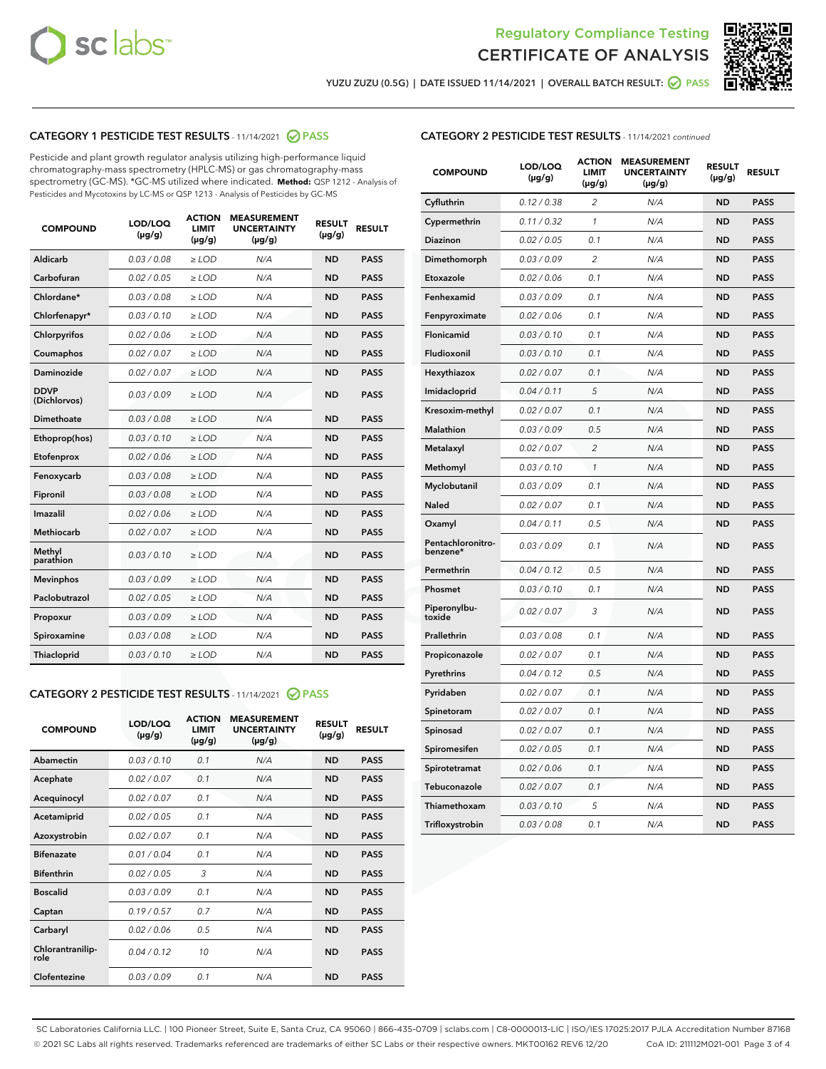Regulatory Compliance Testing
CERTIFICATE OF ANALYSIS

YUZU ZUZU (0.5G) | DATE ISSUED 11/14/2021 | OVERALL BATCH RESULT: PASS

## CATEGORY 1 PESTICIDE TEST RESULTS - 11/14/2021 PASS

Pesticide and plant growth regulator analysis utilizing high-performance liquid chromatography-mass spectrometry (HPLC-MS) or gas chromatography-mass spectrometry (GC-MS). *GC-MS utilized where indicated. **Method:** QSP 1212 - Analysis of Pesticides and Mycotoxins by LC-MS or QSP 1213 - Analysis of Pesticides by GC-MS

| COMPOUND | LOD/LOQ (µg/g) | ACTION LIMIT (µg/g) | MEASUREMENT UNCERTAINTY (µg/g) | RESULT (µg/g) | RESULT |
|---|---|---|---|---|---|
| Aldicarb | 0.03 / 0.08 | ≥ LOD | N/A | ND | PASS |
| Carbofuran | 0.02 / 0.05 | ≥ LOD | N/A | ND | PASS |
| Chlordane* | 0.03 / 0.08 | ≥ LOD | N/A | ND | PASS |
| Chlorfenapyr* | 0.03 / 0.10 | ≥ LOD | N/A | ND | PASS |
| Chlorpyrifos | 0.02 / 0.06 | ≥ LOD | N/A | ND | PASS |
| Coumaphos | 0.02 / 0.07 | ≥ LOD | N/A | ND | PASS |
| Daminozide | 0.02 / 0.07 | ≥ LOD | N/A | ND | PASS |
| DDVP (Dichlorvos) | 0.03 / 0.09 | ≥ LOD | N/A | ND | PASS |
| Dimethoate | 0.03 / 0.08 | ≥ LOD | N/A | ND | PASS |
| Ethoprop(hos) | 0.03 / 0.10 | ≥ LOD | N/A | ND | PASS |
| Etofenprox | 0.02 / 0.06 | ≥ LOD | N/A | ND | PASS |
| Fenoxycarb | 0.03 / 0.08 | ≥ LOD | N/A | ND | PASS |
| Fipronil | 0.03 / 0.08 | ≥ LOD | N/A | ND | PASS |
| Imazalil | 0.02 / 0.06 | ≥ LOD | N/A | ND | PASS |
| Methiocarb | 0.02 / 0.07 | ≥ LOD | N/A | ND | PASS |
| Methyl parathion | 0.03 / 0.10 | ≥ LOD | N/A | ND | PASS |
| Mevinphos | 0.03 / 0.09 | ≥ LOD | N/A | ND | PASS |
| Paclobutrazol | 0.02 / 0.05 | ≥ LOD | N/A | ND | PASS |
| Propoxur | 0.03 / 0.09 | ≥ LOD | N/A | ND | PASS |
| Spiroxamine | 0.03 / 0.08 | ≥ LOD | N/A | ND | PASS |
| Thiacloprid | 0.03 / 0.10 | ≥ LOD | N/A | ND | PASS |

## CATEGORY 2 PESTICIDE TEST RESULTS - 11/14/2021 PASS

| COMPOUND | LOD/LOQ (µg/g) | ACTION LIMIT (µg/g) | MEASUREMENT UNCERTAINTY (µg/g) | RESULT (µg/g) | RESULT |
|---|---|---|---|---|---|
| Abamectin | 0.03 / 0.10 | 0.1 | N/A | ND | PASS |
| Acephate | 0.02 / 0.07 | 0.1 | N/A | ND | PASS |
| Acequinocyl | 0.02 / 0.07 | 0.1 | N/A | ND | PASS |
| Acetamiprid | 0.02 / 0.05 | 0.1 | N/A | ND | PASS |
| Azoxystrobin | 0.02 / 0.07 | 0.1 | N/A | ND | PASS |
| Bifenazate | 0.01 / 0.04 | 0.1 | N/A | ND | PASS |
| Bifenthrin | 0.02 / 0.05 | 3 | N/A | ND | PASS |
| Boscalid | 0.03 / 0.09 | 0.1 | N/A | ND | PASS |
| Captan | 0.19 / 0.57 | 0.7 | N/A | ND | PASS |
| Carbaryl | 0.02 / 0.06 | 0.5 | N/A | ND | PASS |
| Chlorantraniliprole | 0.04 / 0.12 | 10 | N/A | ND | PASS |
| Clofentezine | 0.03 / 0.09 | 0.1 | N/A | ND | PASS |
| Cyfluthrin | 0.12 / 0.38 | 2 | N/A | ND | PASS |
| Cypermethrin | 0.11 / 0.32 | 1 | N/A | ND | PASS |
| Diazinon | 0.02 / 0.05 | 0.1 | N/A | ND | PASS |
| Dimethomorph | 0.03 / 0.09 | 2 | N/A | ND | PASS |
| Etoxazole | 0.02 / 0.06 | 0.1 | N/A | ND | PASS |
| Fenhexamid | 0.03 / 0.09 | 0.1 | N/A | ND | PASS |
| Fenpyroximate | 0.02 / 0.06 | 0.1 | N/A | ND | PASS |
| Flonicamid | 0.03 / 0.10 | 0.1 | N/A | ND | PASS |
| Fludioxonil | 0.03 / 0.10 | 0.1 | N/A | ND | PASS |
| Hexythiazox | 0.02 / 0.07 | 0.1 | N/A | ND | PASS |
| Imidacloprid | 0.04 / 0.11 | 5 | N/A | ND | PASS |
| Kresoxim-methyl | 0.02 / 0.07 | 0.1 | N/A | ND | PASS |
| Malathion | 0.03 / 0.09 | 0.5 | N/A | ND | PASS |
| Metalaxyl | 0.02 / 0.07 | 2 | N/A | ND | PASS |
| Methomyl | 0.03 / 0.10 | 1 | N/A | ND | PASS |
| Myclobutanil | 0.03 / 0.09 | 0.1 | N/A | ND | PASS |
| Naled | 0.02 / 0.07 | 0.1 | N/A | ND | PASS |
| Oxamyl | 0.04 / 0.11 | 0.5 | N/A | ND | PASS |
| Pentachloronitrobenzene* | 0.03 / 0.09 | 0.1 | N/A | ND | PASS |
| Permethrin | 0.04 / 0.12 | 0.5 | N/A | ND | PASS |
| Phosmet | 0.03 / 0.10 | 0.1 | N/A | ND | PASS |
| Piperonylbutoxide | 0.02 / 0.07 | 3 | N/A | ND | PASS |
| Prallethrin | 0.03 / 0.08 | 0.1 | N/A | ND | PASS |
| Propiconazole | 0.02 / 0.07 | 0.1 | N/A | ND | PASS |
| Pyrethrins | 0.04 / 0.12 | 0.5 | N/A | ND | PASS |
| Pyridaben | 0.02 / 0.07 | 0.1 | N/A | ND | PASS |
| Spinetoram | 0.02 / 0.07 | 0.1 | N/A | ND | PASS |
| Spinosad | 0.02 / 0.07 | 0.1 | N/A | ND | PASS |
| Spiromesifen | 0.02 / 0.05 | 0.1 | N/A | ND | PASS |
| Spirotetramat | 0.02 / 0.06 | 0.1 | N/A | ND | PASS |
| Tebuconazole | 0.02 / 0.07 | 0.1 | N/A | ND | PASS |
| Thiamethoxam | 0.03 / 0.10 | 5 | N/A | ND | PASS |
| Trifloxystrobin | 0.03 / 0.08 | 0.1 | N/A | ND | PASS |

SC Laboratories California LLC. | 100 Pioneer Street, Suite E, Santa Cruz, CA 95060 | 866-435-0709 | sclabs.com | C8-0000013-LIC | ISO/IES 17025:2017 PJLA Accreditation Number 87168
© 2021 SC Labs all rights reserved. Trademarks referenced are trademarks of either SC Labs or their respective owners. MKT00162 REV6 12/20 CoA ID: 211112M021-001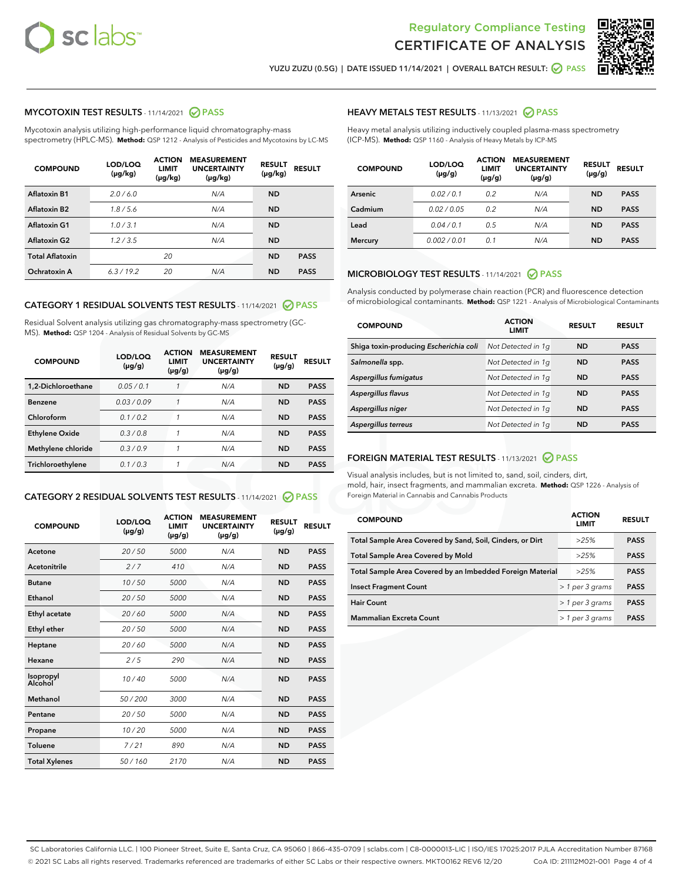Regulatory Compliance Testing

# CERTIFICATE OF ANALYSIS

YUZU ZUZU (0.5G) | DATE ISSUED 11/14/2021 | OVERALL BATCH RESULT: PASS

## MYCOTOXIN TEST RESULTS - 11/14/2021 PASS

Mycotoxin analysis utilizing high-performance liquid chromatography-mass spectrometry (HPLC-MS). **Method:** QSP 1212 - Analysis of Pesticides and Mycotoxins by LC-MS

| COMPOUND | LOD/LOQ (μg/kg) | ACTION LIMIT (μg/kg) | MEASUREMENT UNCERTAINTY (μg/kg) | RESULT (μg/kg) | RESULT |
|---|---|---|---|---|---|
| Aflatoxin B1 | 2.0 / 6.0 | | N/A | ND | |
| Aflatoxin B2 | 1.8 / 5.6 | | N/A | ND | |
| Aflatoxin G1 | 1.0 / 3.1 | | N/A | ND | |
| Aflatoxin G2 | 1.2 / 3.5 | | N/A | ND | |
| Total Aflatoxin | | 20 | | ND | PASS |
| Ochratoxin A | 6.3 / 19.2 | 20 | N/A | ND | PASS |

## CATEGORY 1 RESIDUAL SOLVENTS TEST RESULTS - 11/14/2021 PASS

Residual Solvent analysis utilizing gas chromatography-mass spectrometry (GC-MS). **Method:** QSP 1204 - Analysis of Residual Solvents by GC-MS

| COMPOUND | LOD/LOQ (μg/g) | ACTION LIMIT (μg/g) | MEASUREMENT UNCERTAINTY (μg/g) | RESULT (μg/g) | RESULT |
|---|---|---|---|---|---|
| 1,2-Dichloroethane | 0.05 / 0.1 | 1 | N/A | ND | PASS |
| Benzene | 0.03 / 0.09 | 1 | N/A | ND | PASS |
| Chloroform | 0.1 / 0.2 | 1 | N/A | ND | PASS |
| Ethylene Oxide | 0.3 / 0.8 | 1 | N/A | ND | PASS |
| Methylene chloride | 0.3 / 0.9 | 1 | N/A | ND | PASS |
| Trichloroethylene | 0.1 / 0.3 | 1 | N/A | ND | PASS |

## CATEGORY 2 RESIDUAL SOLVENTS TEST RESULTS - 11/14/2021 PASS

| COMPOUND | LOD/LOQ (μg/g) | ACTION LIMIT (μg/g) | MEASUREMENT UNCERTAINTY (μg/g) | RESULT (μg/g) | RESULT |
|---|---|---|---|---|---|
| Acetone | 20 / 50 | 5000 | N/A | ND | PASS |
| Acetonitrile | 2 / 7 | 410 | N/A | ND | PASS |
| Butane | 10 / 50 | 5000 | N/A | ND | PASS |
| Ethanol | 20 / 50 | 5000 | N/A | ND | PASS |
| Ethyl acetate | 20 / 60 | 5000 | N/A | ND | PASS |
| Ethyl ether | 20 / 50 | 5000 | N/A | ND | PASS |
| Heptane | 20 / 60 | 5000 | N/A | ND | PASS |
| Hexane | 2 / 5 | 290 | N/A | ND | PASS |
| Isopropyl Alcohol | 10 / 40 | 5000 | N/A | ND | PASS |
| Methanol | 50 / 200 | 3000 | N/A | ND | PASS |
| Pentane | 20 / 50 | 5000 | N/A | ND | PASS |
| Propane | 10 / 20 | 5000 | N/A | ND | PASS |
| Toluene | 7 / 21 | 890 | N/A | ND | PASS |
| Total Xylenes | 50 / 160 | 2170 | N/A | ND | PASS |

## HEAVY METALS TEST RESULTS - 11/13/2021 PASS

Heavy metal analysis utilizing inductively coupled plasma-mass spectrometry (ICP-MS). **Method:** QSP 1160 - Analysis of Heavy Metals by ICP-MS

| COMPOUND | LOD/LOQ (μg/g) | ACTION LIMIT (μg/g) | MEASUREMENT UNCERTAINTY (μg/g) | RESULT (μg/g) | RESULT |
|---|---|---|---|---|---|
| Arsenic | 0.02 / 0.1 | 0.2 | N/A | ND | PASS |
| Cadmium | 0.02 / 0.05 | 0.2 | N/A | ND | PASS |
| Lead | 0.04 / 0.1 | 0.5 | N/A | ND | PASS |
| Mercury | 0.002 / 0.01 | 0.1 | N/A | ND | PASS |

## MICROBIOLOGY TEST RESULTS - 11/14/2021 PASS

Analysis conducted by polymerase chain reaction (PCR) and fluorescence detection of microbiological contaminants. **Method:** QSP 1221 - Analysis of Microbiological Contaminants

| COMPOUND | ACTION LIMIT | RESULT | RESULT |
|---|---|---|---|
| Shiga toxin-producing *Escherichia coli* | Not Detected in 1g | ND | PASS |
| *Salmonella* spp. | Not Detected in 1g | ND | PASS |
| *Aspergillus fumigatus* | Not Detected in 1g | ND | PASS |
| *Aspergillus flavus* | Not Detected in 1g | ND | PASS |
| *Aspergillus niger* | Not Detected in 1g | ND | PASS |
| *Aspergillus terreus* | Not Detected in 1g | ND | PASS |

## FOREIGN MATERIAL TEST RESULTS - 11/13/2021 PASS

Visual analysis includes, but is not limited to, sand, soil, cinders, dirt, mold, hair, insect fragments, and mammalian excreta. **Method:** QSP 1226 - Analysis of Foreign Material in Cannabis and Cannabis Products

| COMPOUND | ACTION LIMIT | RESULT |
|---|---|---|
| Total Sample Area Covered by Sand, Soil, Cinders, or Dirt | >25% | PASS |
| Total Sample Area Covered by Mold | >25% | PASS |
| Total Sample Area Covered by an Imbedded Foreign Material | >25% | PASS |
| Insect Fragment Count | > 1 per 3 grams | PASS |
| Hair Count | > 1 per 3 grams | PASS |
| Mammalian Excreta Count | > 1 per 3 grams | PASS |

SC Laboratories California LLC. | 100 Pioneer Street, Suite E, Santa Cruz, CA 95060 | 866-435-0709 | sclabs.com | C8-0000013-LIC | ISO/IES 17025:2017 PJLA Accreditation Number 87168
© 2021 SC Labs all rights reserved. Trademarks referenced are trademarks of either SC Labs or their respective owners. MKT00162 REV6 12/20 CoA ID: 211112M021-001